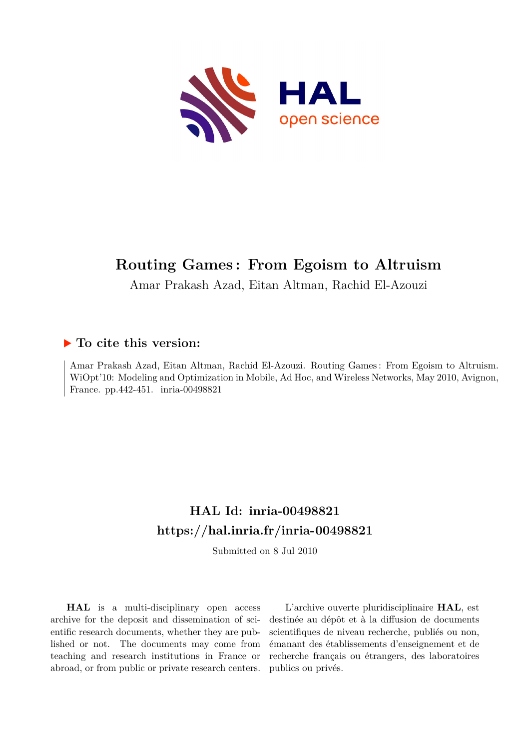# Routing Games : From Egoism to Altruism

Amar Prakash Azad, Eitan Altman, Rachid El-Azouzi

## ▶ To cite this version:

Amar Prakash Azad, Eitan Altman, Rachid El-Azouzi. Routing Games : From Egoism to Altruism. WiOpt'10: Modeling and Optimization in Mobile, Ad Hoc, and Wireless Networks, May 2010, Avignon, France. pp.442-451. inria-00498821

## HAL Id: inria-00498821

## https://hal.inria.fr/inria-00498821

Submitted on 8 Jul 2010

**HAL** is a multi-disciplinary open access archive for the deposit and dissemination of scientific research documents, whether they are published or not. The documents may come from teaching and research institutions in France or abroad, or from public or private research centers.

L'archive ouverte pluridisciplinaire **HAL**, est destinée au dépôt et à la diffusion de documents scientifiques de niveau recherche, publiés ou non, émanant des établissements d'enseignement et de recherche français ou étrangers, des laboratoires publics ou privés.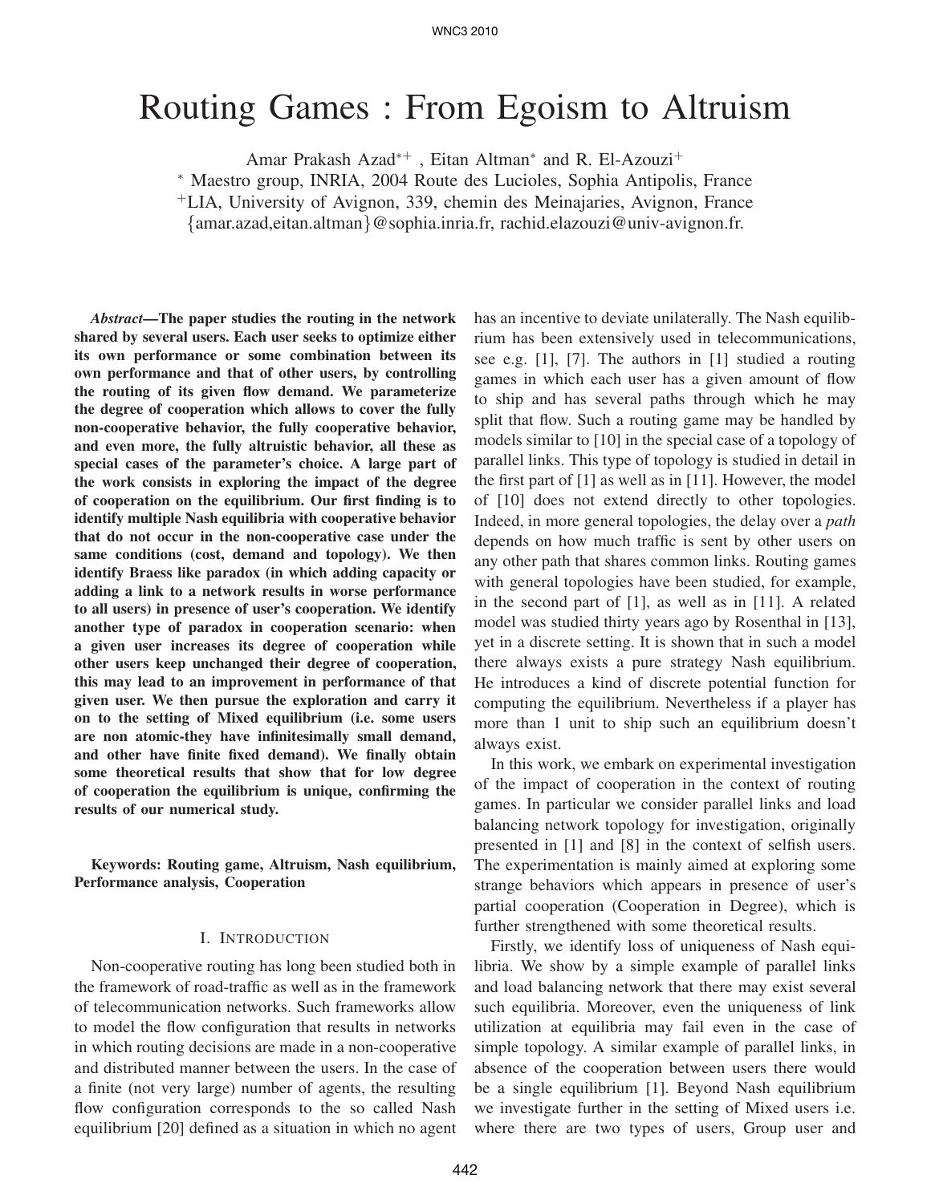# Routing Games : From Egoism to Altruism

Amar Prakash Azad[*+] , Eitan Altman[*] and R. El-Azouzi[+]

[*] Maestro group, INRIA, 2004 Route des Lucioles, Sophia Antipolis, France

[+]LIA, University of Avignon, 339, chemin des Meinajaries, Avignon, France

{amar.azad,eitan.altman}@sophia.inria.fr, rachid.elazouzi@univ-avignon.fr.

***Abstract*—The paper studies the routing in the network shared by several users. Each user seeks to optimize either its own performance or some combination between its own performance and that of other users, by controlling the routing of its given flow demand. We parameterize the degree of cooperation which allows to cover the fully non-cooperative behavior, the fully cooperative behavior, and even more, the fully altruistic behavior, all these as special cases of the parameter's choice. A large part of the work consists in exploring the impact of the degree of cooperation on the equilibrium. Our first finding is to identify multiple Nash equilibria with cooperative behavior that do not occur in the non-cooperative case under the same conditions (cost, demand and topology). We then identify Braess like paradox (in which adding capacity or adding a link to a network results in worse performance to all users) in presence of user's cooperation. We identify another type of paradox in cooperation scenario: when a given user increases its degree of cooperation while other users keep unchanged their degree of cooperation, this may lead to an improvement in performance of that given user. We then pursue the exploration and carry it on to the setting of Mixed equilibrium (i.e. some users are non atomic-they have infinitesimally small demand, and other have finite fixed demand). We finally obtain some theoretical results that show that for low degree of cooperation the equilibrium is unique, confirming the results of our numerical study.**

**Keywords: Routing game, Altruism, Nash equilibrium, Performance analysis, Cooperation**

## I. Introduction

Non-cooperative routing has long been studied both in the framework of road-traffic as well as in the framework of telecommunication networks. Such frameworks allow to model the flow configuration that results in networks in which routing decisions are made in a non-cooperative and distributed manner between the users. In the case of a finite (not very large) number of agents, the resulting flow configuration corresponds to the so called Nash equilibrium [20] defined as a situation in which no agent has an incentive to deviate unilaterally. The Nash equilibrium has been extensively used in telecommunications, see e.g. [1], [7]. The authors in [1] studied a routing games in which each user has a given amount of flow to ship and has several paths through which he may split that flow. Such a routing game may be handled by models similar to [10] in the special case of a topology of parallel links. This type of topology is studied in detail in the first part of [1] as well as in [11]. However, the model of [10] does not extend directly to other topologies. Indeed, in more general topologies, the delay over a *path* depends on how much traffic is sent by other users on any other path that shares common links. Routing games with general topologies have been studied, for example, in the second part of [1], as well as in [11]. A related model was studied thirty years ago by Rosenthal in [13], yet in a discrete setting. It is shown that in such a model there always exists a pure strategy Nash equilibrium. He introduces a kind of discrete potential function for computing the equilibrium. Nevertheless if a player has more than 1 unit to ship such an equilibrium doesn't always exist.

In this work, we embark on experimental investigation of the impact of cooperation in the context of routing games. In particular we consider parallel links and load balancing network topology for investigation, originally presented in [1] and [8] in the context of selfish users. The experimentation is mainly aimed at exploring some strange behaviors which appears in presence of user's partial cooperation (Cooperation in Degree), which is further strengthened with some theoretical results.

Firstly, we identify loss of uniqueness of Nash equilibria. We show by a simple example of parallel links and load balancing network that there may exist several such equilibria. Moreover, even the uniqueness of link utilization at equilibria may fail even in the case of simple topology. A similar example of parallel links, in absence of the cooperation between users there would be a single equilibrium [1]. Beyond Nash equilibrium we investigate further in the setting of Mixed users i.e. where there are two types of users, Group user and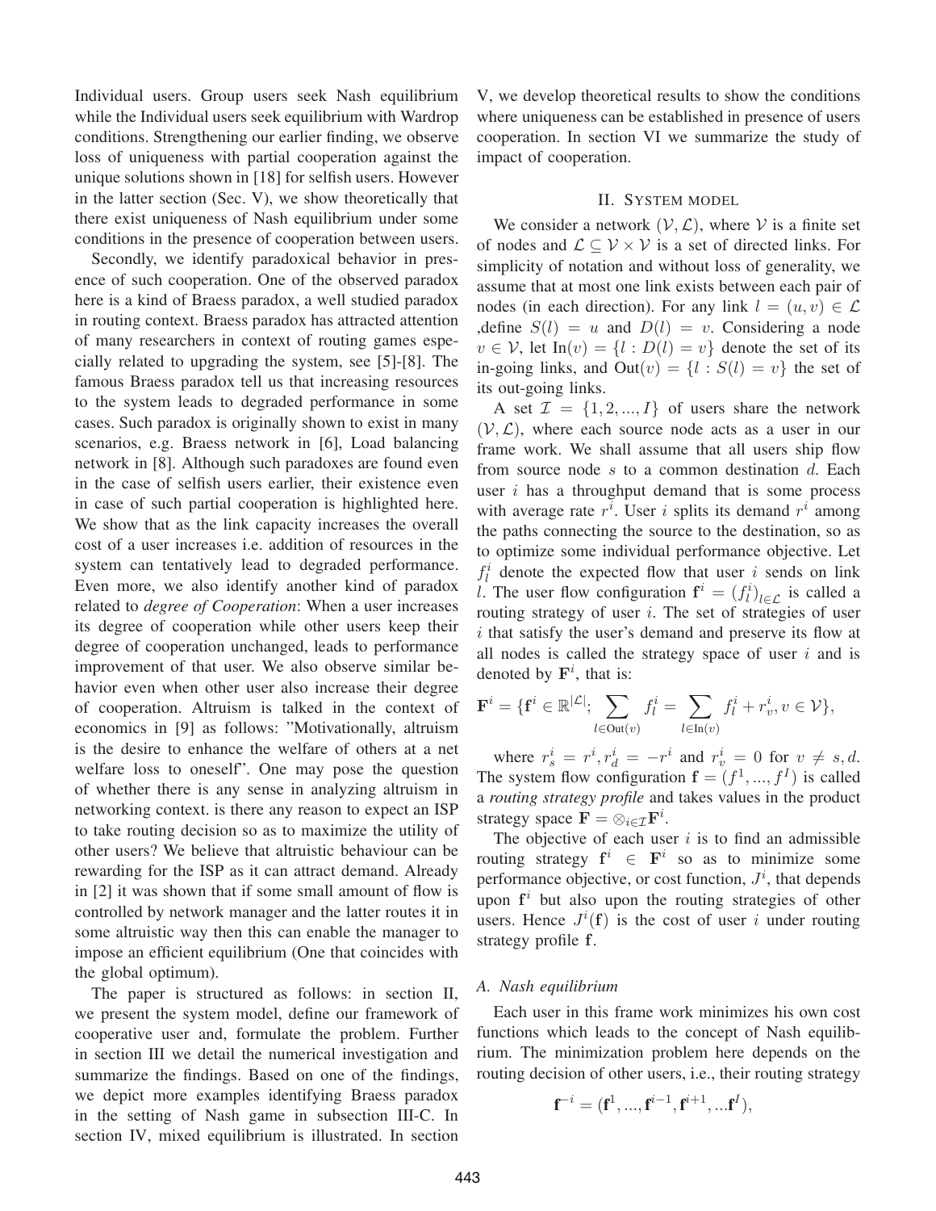Individual users. Group users seek Nash equilibrium while the Individual users seek equilibrium with Wardrop conditions. Strengthening our earlier finding, we observe loss of uniqueness with partial cooperation against the unique solutions shown in [18] for selfish users. However in the latter section (Sec. V), we show theoretically that there exist uniqueness of Nash equilibrium under some conditions in the presence of cooperation between users.

Secondly, we identify paradoxical behavior in presence of such cooperation. One of the observed paradox here is a kind of Braess paradox, a well studied paradox in routing context. Braess paradox has attracted attention of many researchers in context of routing games especially related to upgrading the system, see [5]-[8]. The famous Braess paradox tell us that increasing resources to the system leads to degraded performance in some cases. Such paradox is originally shown to exist in many scenarios, e.g. Braess network in [6], Load balancing network in [8]. Although such paradoxes are found even in the case of selfish users earlier, their existence even in case of such partial cooperation is highlighted here. We show that as the link capacity increases the overall cost of a user increases i.e. addition of resources in the system can tentatively lead to degraded performance. Even more, we also identify another kind of paradox related to *degree of Cooperation*: When a user increases its degree of cooperation while other users keep their degree of cooperation unchanged, leads to performance improvement of that user. We also observe similar behavior even when other user also increase their degree of cooperation. Altruism is talked in the context of economics in [9] as follows: "Motivationally, altruism is the desire to enhance the welfare of others at a net welfare loss to oneself". One may pose the question of whether there is any sense in analyzing altruism in networking context. is there any reason to expect an ISP to take routing decision so as to maximize the utility of other users? We believe that altruistic behaviour can be rewarding for the ISP as it can attract demand. Already in [2] it was shown that if some small amount of flow is controlled by network manager and the latter routes it in some altruistic way then this can enable the manager to impose an efficient equilibrium (One that coincides with the global optimum).

The paper is structured as follows: in section II, we present the system model, define our framework of cooperative user and, formulate the problem. Further in section III we detail the numerical investigation and summarize the findings. Based on one of the findings, we depict more examples identifying Braess paradox in the setting of Nash game in subsection III-C. In section IV, mixed equilibrium is illustrated. In section V, we develop theoretical results to show the conditions where uniqueness can be established in presence of users cooperation. In section VI we summarize the study of impact of cooperation.

## II. System model

We consider a network $(\mathcal{V}, \mathcal{L})$, where $\mathcal{V}$ is a finite set of nodes and $\mathcal{L} \subseteq \mathcal{V} \times \mathcal{V}$ is a set of directed links. For simplicity of notation and without loss of generality, we assume that at most one link exists between each pair of nodes (in each direction). For any link $l = (u, v) \in \mathcal{L}$ ,define $S(l) = u$ and $D(l) = v$. Considering a node $v \in \mathcal{V}$, let $\text{In}(v) = \{l : D(l) = v\}$ denote the set of its in-going links, and $\text{Out}(v) = \{l : S(l) = v\}$ the set of its out-going links.

A set $\mathcal{I} = \{1, 2, ..., I\}$ of users share the network $(\mathcal{V}, \mathcal{L})$, where each source node acts as a user in our frame work. We shall assume that all users ship flow from source node $s$ to a common destination $d$. Each user $i$ has a throughput demand that is some process with average rate $r^i$. User $i$ splits its demand $r^i$ among the paths connecting the source to the destination, so as to optimize some individual performance objective. Let $f_l^i$ denote the expected flow that user $i$ sends on link $l$. The user flow configuration $\mathbf{f}^i = (f_l^i)_{l \in \mathcal{L}}$ is called a routing strategy of user $i$. The set of strategies of user $i$ that satisfy the user's demand and preserve its flow at all nodes is called the strategy space of user $i$ and is denoted by $\mathbf{F}^i$, that is:

$$\mathbf{F}^i = \{\mathbf{f}^i \in \mathbb{R}^{|\mathcal{L}|}; \sum_{l \in \text{Out}(v)} f_l^i = \sum_{l \in \text{In}(v)} f_l^i + r_v^i, v \in \mathcal{V}\},$$

where $r_s^i = r^i, r_d^i = -r^i$ and $r_v^i = 0$ for $v \neq s, d$. The system flow configuration $\mathbf{f} = (f^1, ..., f^I)$ is called a *routing strategy profile* and takes values in the product strategy space $\mathbf{F} = \otimes_{i \in \mathcal{I}} \mathbf{F}^i$.

The objective of each user $i$ is to find an admissible routing strategy $\mathbf{f}^i \in \mathbf{F}^i$ so as to minimize some performance objective, or cost function, $J^i$, that depends upon $\mathbf{f}^i$ but also upon the routing strategies of other users. Hence $J^i(\mathbf{f})$ is the cost of user $i$ under routing strategy profile $\mathbf{f}$.

### A. Nash equilibrium

Each user in this frame work minimizes his own cost functions which leads to the concept of Nash equilibrium. The minimization problem here depends on the routing decision of other users, i.e., their routing strategy

$$\mathbf{f}^{-i} = (\mathbf{f}^1, ..., \mathbf{f}^{i-1}, \mathbf{f}^{i+1}, ...\mathbf{f}^I),$$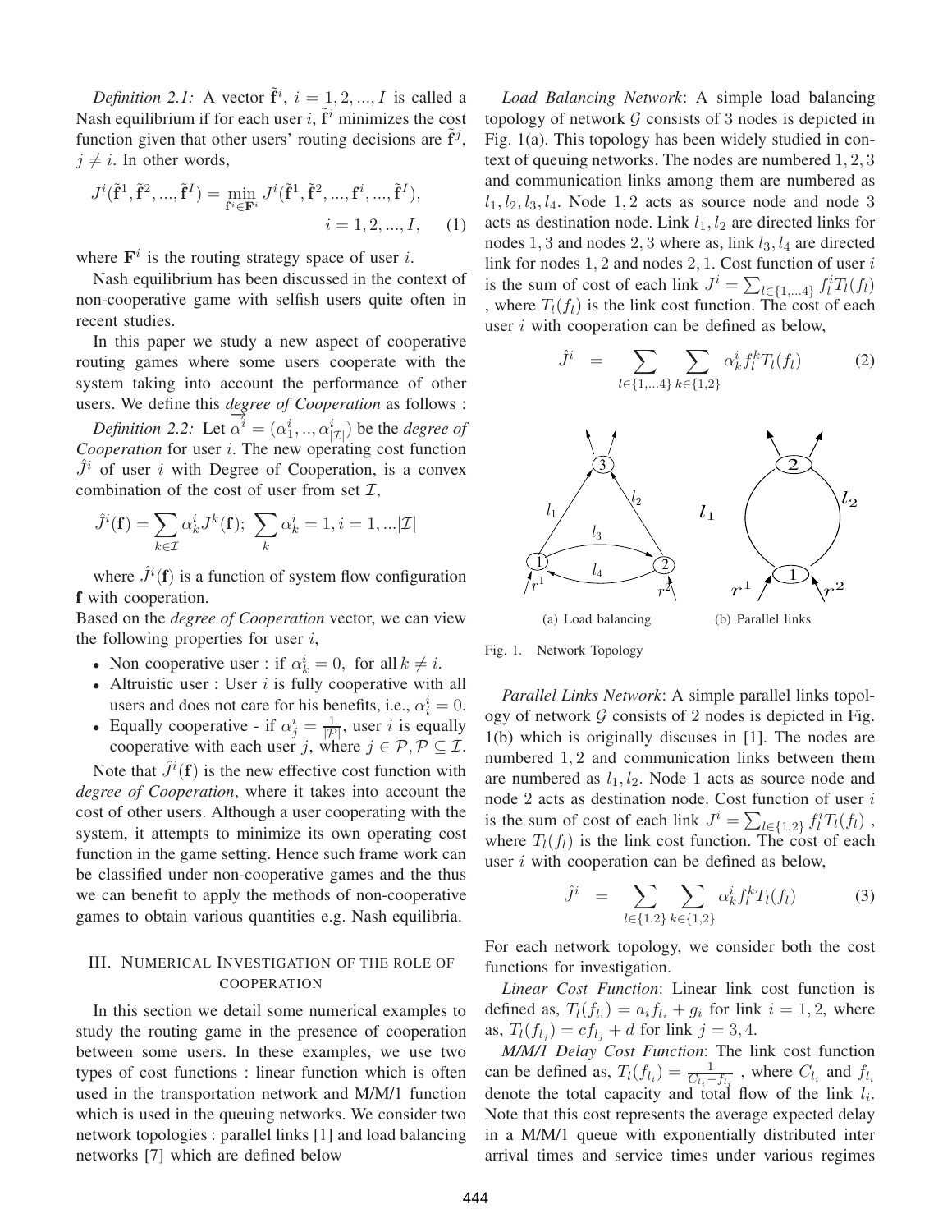*Definition 2.1:* A vector $\tilde{\mathbf{f}}^i$, $i = 1, 2, ..., I$ is called a Nash equilibrium if for each user $i$, $\tilde{\mathbf{f}}^i$ minimizes the cost function given that other users' routing decisions are $\tilde{\mathbf{f}}^j$, $j \neq i$. In other words,

$$J^i(\tilde{\mathbf{f}}^1, \tilde{\mathbf{f}}^2, ..., \tilde{\mathbf{f}}^I) = \min_{\mathbf{f}^i \in \mathbf{F}^i} J^i(\tilde{\mathbf{f}}^1, \tilde{\mathbf{f}}^2, ..., \mathbf{f}^i, ..., \tilde{\mathbf{f}}^I), \quad i = 1, 2, ..., I, \quad (1)$$

where $\mathbf{F}^i$ is the routing strategy space of user $i$.

Nash equilibrium has been discussed in the context of non-cooperative game with selfish users quite often in recent studies.

In this paper we study a new aspect of cooperative routing games where some users cooperate with the system taking into account the performance of other users. We define this *degree of Cooperation* as follows :

*Definition 2.2:* Let $\vec{\alpha^i} = (\alpha^i_1, .., \alpha^i_{|\mathcal{I}|})$ be the *degree of Cooperation* for user $i$. The new operating cost function $\hat{J}^i$ of user $i$ with Degree of Cooperation, is a convex combination of the cost of user from set $\mathcal{I}$,

$$\hat{J}^i(\mathbf{f}) = \sum_{k \in \mathcal{I}} \alpha^i_k J^k(\mathbf{f}); \; \sum_k \alpha^i_k = 1, i = 1, ...|\mathcal{I}|$$

where $\hat{J}^i(\mathbf{f})$ is a function of system flow configuration $\mathbf{f}$ with cooperation.

Based on the *degree of Cooperation* vector, we can view the following properties for user $i$,

- Non cooperative user : if $\alpha^i_k = 0$, for all $k \neq i$.
- Altruistic user : User $i$ is fully cooperative with all users and does not care for his benefits, i.e., $\alpha^i_i = 0$.
- Equally cooperative - if $\alpha^i_j = \frac{1}{|\mathcal{P}|}$, user $i$ is equally cooperative with each user $j$, where $j \in \mathcal{P}, \mathcal{P} \subseteq \mathcal{I}$.

Note that $\hat{J}^i(\mathbf{f})$ is the new effective cost function with *degree of Cooperation*, where it takes into account the cost of other users. Although a user cooperating with the system, it attempts to minimize its own operating cost function in the game setting. Hence such frame work can be classified under non-cooperative games and the thus we can benefit to apply the methods of non-cooperative games to obtain various quantities e.g. Nash equilibria.

## III. Numerical Investigation of the role of cooperation

In this section we detail some numerical examples to study the routing game in the presence of cooperation between some users. In these examples, we use two types of cost functions : linear function which is often used in the transportation network and M/M/1 function which is used in the queuing networks. We consider two network topologies : parallel links [1] and load balancing networks [7] which are defined below

*Load Balancing Network*: A simple load balancing topology of network $\mathcal{G}$ consists of 3 nodes is depicted in Fig. 1(a). This topology has been widely studied in context of queuing networks. The nodes are numbered $1, 2, 3$ and communication links among them are numbered as $l_1, l_2, l_3, l_4$. Node $1, 2$ acts as source node and node $3$ acts as destination node. Link $l_1, l_2$ are directed links for nodes $1, 3$ and nodes $2, 3$ where as, link $l_3, l_4$ are directed link for nodes $1, 2$ and nodes $2, 1$. Cost function of user $i$ is the sum of cost of each link $J^i = \sum_{l \in \{1,...4\}} f^i_l T_l(f_l)$ , where $T_l(f_l)$ is the link cost function. The cost of each user $i$ with cooperation can be defined as below,

$$\hat{J}^i = \sum_{l \in \{1,...4\}} \sum_{k \in \{1,2\}} \alpha^i_k f^k_l T_l(f_l) \quad (2)$$

(a) Load balancing (b) Parallel links

Fig. 1. Network Topology

*Parallel Links Network*: A simple parallel links topology of network $\mathcal{G}$ consists of 2 nodes is depicted in Fig. 1(b) which is originally discuses in [1]. The nodes are numbered $1, 2$ and communication links between them are numbered as $l_1, l_2$. Node $1$ acts as source node and node $2$ acts as destination node. Cost function of user $i$ is the sum of cost of each link $J^i = \sum_{l \in \{1,2\}} f^i_l T_l(f_l)$ , where $T_l(f_l)$ is the link cost function. The cost of each user $i$ with cooperation can be defined as below,

$$\hat{J}^i = \sum_{l \in \{1,2\}} \sum_{k \in \{1,2\}} \alpha^i_k f^k_l T_l(f_l) \quad (3)$$

For each network topology, we consider both the cost functions for investigation.

*Linear Cost Function*: Linear link cost function is defined as, $T_l(f_{l_i}) = a_i f_{l_i} + g_i$ for link $i = 1, 2$, where as, $T_l(f_{l_j}) = c f_{l_j} + d$ for link $j = 3, 4$.

*M/M/1 Delay Cost Function*: The link cost function can be defined as, $T_l(f_{l_i}) = \frac{1}{C_{l_i} - f_{l_i}}$ , where $C_{l_i}$ and $f_{l_i}$ denote the total capacity and total flow of the link $l_i$. Note that this cost represents the average expected delay in a M/M/1 queue with exponentially distributed inter arrival times and service times under various regimes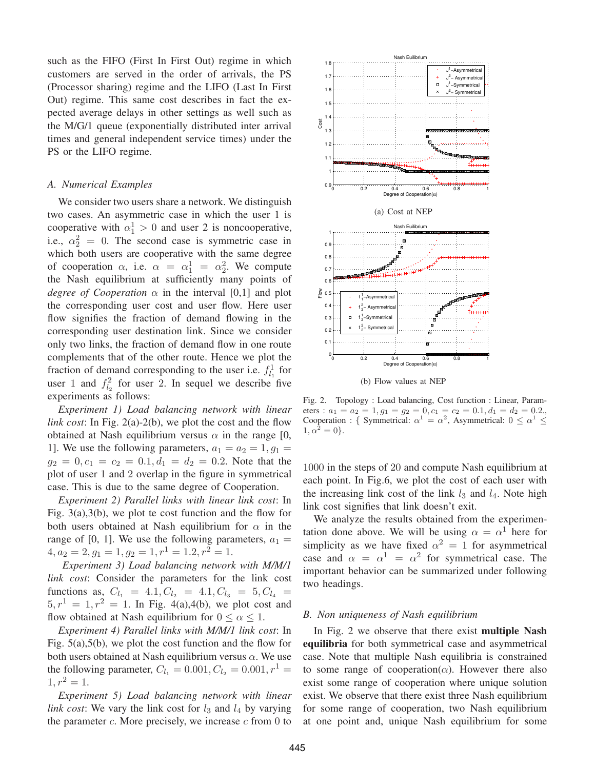such as the FIFO (First In First Out) regime in which customers are served in the order of arrivals, the PS (Processor sharing) regime and the LIFO (Last In First Out) regime. This same cost describes in fact the expected average delays in other settings as well such as the M/G/1 queue (exponentially distributed inter arrival times and general independent service times) under the PS or the LIFO regime.

### *A. Numerical Examples*

We consider two users share a network. We distinguish two cases. An asymmetric case in which the user 1 is cooperative with $\alpha_1^1 > 0$ and user 2 is noncooperative, i.e., $\alpha_2^2 = 0$. The second case is symmetric case in which both users are cooperative with the same degree of cooperation $\alpha$, i.e. $\alpha = \alpha_1^1 = \alpha_2^2$. We compute the Nash equilibrium at sufficiently many points of *degree of Cooperation* $\alpha$ in the interval [0,1] and plot the corresponding user cost and user flow. Here user flow signifies the fraction of demand flowing in the corresponding user destination link. Since we consider only two links, the fraction of demand flow in one route complements that of the other route. Hence we plot the fraction of demand corresponding to the user i.e. $f_{l_1}^1$ for user 1 and $f_{l_2}^2$ for user 2. In sequel we describe five experiments as follows:

*Experiment 1) Load balancing network with linear link cost*: In Fig. 2(a)-2(b), we plot the cost and the flow obtained at Nash equilibrium versus $\alpha$ in the range [0, 1]. We use the following parameters, $a_1 = a_2 = 1, g_1 = g_2 = 0, c_1 = c_2 = 0.1, d_1 = d_2 = 0.2$. Note that the plot of user 1 and 2 overlap in the figure in symmetrical case. This is due to the same degree of Cooperation.

*Experiment 2) Parallel links with linear link cost*: In Fig. 3(a),3(b), we plot te cost function and the flow for both users obtained at Nash equilibrium for $\alpha$ in the range of [0, 1]. We use the following parameters, $a_1 = 4, a_2 = 2, g_1 = 1, g_2 = 1, r^1 = 1.2, r^2 = 1$.

*Experiment 3) Load balancing network with M/M/1 link cost*: Consider the parameters for the link cost functions as, $C_{l_1} = 4.1, C_{l_2} = 4.1, C_{l_3} = 5, C_{l_4} = 5, r^1 = 1, r^2 = 1$. In Fig. 4(a),4(b), we plot cost and flow obtained at Nash equilibrium for $0 \leq \alpha \leq 1$.

*Experiment 4) Parallel links with M/M/1 link cost*: In Fig. 5(a),5(b), we plot the cost function and the flow for both users obtained at Nash equilibrium versus $\alpha$. We use the following parameter, $C_{l_1} = 0.001, C_{l_2} = 0.001, r^1 = 1, r^2 = 1$.

*Experiment 5) Load balancing network with linear link cost*: We vary the link cost for $l_3$ and $l_4$ by varying the parameter $c$. More precisely, we increase $c$ from 0 to 1000 in the steps of 20 and compute Nash equilibrium at each point. In Fig.6, we plot the cost of each user with the increasing link cost of the link $l_3$ and $l_4$. Note high link cost signifies that link doesn't exit.

(a) Cost at NEP

(b) Flow values at NEP

Fig. 2. Topology : Load balancing, Cost function : Linear, Parameters : $a_1 = a_2 = 1, g_1 = g_2 = 0, c_1 = c_2 = 0.1, d_1 = d_2 = 0.2.$, Cooperation : { Symmetrical: $\alpha^1 = \alpha^2$, Asymmetrical: $0 \leq \alpha^1 \leq 1, \alpha^2 = 0$}.

We analyze the results obtained from the experimentation done above. We will be using $\alpha = \alpha^1$ here for simplicity as we have fixed $\alpha^2 = 1$ for asymmetrical case and $\alpha = \alpha^1 = \alpha^2$ for symmetrical case. The important behavior can be summarized under following two headings.

### *B. Non uniqueness of Nash equilibrium*

In Fig. 2 we observe that there exist **multiple Nash equilibria** for both symmetrical case and asymmetrical case. Note that multiple Nash equilibria is constrained to some range of cooperation($\alpha$). However there also exist some range of cooperation where unique solution exist. We observe that there exist three Nash equilibrium for some range of cooperation, two Nash equilibrium at one point and, unique Nash equilibrium for some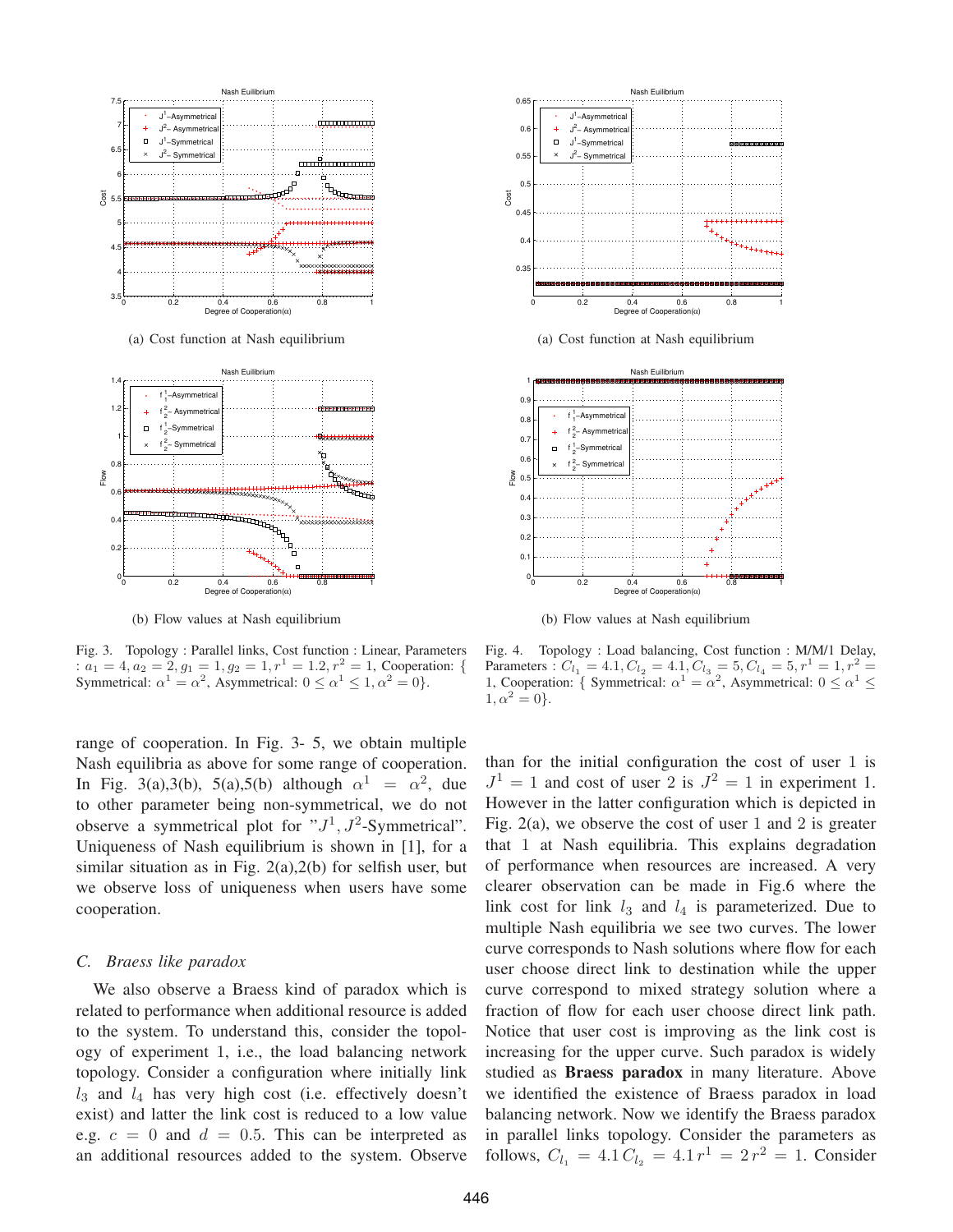(a) Cost function at Nash equilibrium

(b) Flow values at Nash equilibrium

Fig. 3. Topology : Parallel links, Cost function : Linear, Parameters : $a_1 = 4, a_2 = 2, g_1 = 1, g_2 = 1, r^1 = 1.2, r^2 = 1$, Cooperation: { Symmetrical: $\alpha^1 = \alpha^2$, Asymmetrical: $0 \leq \alpha^1 \leq 1, \alpha^2 = 0$}.

(a) Cost function at Nash equilibrium

(b) Flow values at Nash equilibrium

Fig. 4. Topology : Load balancing, Cost function : M/M/1 Delay, Parameters : $C_{l_1} = 4.1, C_{l_2} = 4.1, C_{l_3} = 5, C_{l_4} = 5, r^1 = 1, r^2 = 1$, Cooperation: { Symmetrical: $\alpha^1 = \alpha^2$, Asymmetrical: $0 \leq \alpha^1 \leq 1, \alpha^2 = 0$}.

range of cooperation. In Fig. 3- 5, we obtain multiple Nash equilibria as above for some range of cooperation. In Fig. 3(a),3(b), 5(a),5(b) although $\alpha^1 = \alpha^2$, due to other parameter being non-symmetrical, we do not observe a symmetrical plot for "$J^1, J^2$-Symmetrical". Uniqueness of Nash equilibrium is shown in [1], for a similar situation as in Fig. 2(a),2(b) for selfish user, but we observe loss of uniqueness when users have some cooperation.

### C. Braess like paradox

We also observe a Braess kind of paradox which is related to performance when additional resource is added to the system. To understand this, consider the topology of experiment 1, i.e., the load balancing network topology. Consider a configuration where initially link $l_3$ and $l_4$ has very high cost (i.e. effectively doesn't exist) and latter the link cost is reduced to a low value e.g. $c = 0$ and $d = 0.5$. This can be interpreted as an additional resources added to the system. Observe than for the initial configuration the cost of user 1 is $J^1 = 1$ and cost of user 2 is $J^2 = 1$ in experiment 1. However in the latter configuration which is depicted in Fig. 2(a), we observe the cost of user 1 and 2 is greater that 1 at Nash equilibria. This explains degradation of performance when resources are increased. A very clearer observation can be made in Fig.6 where the link cost for link $l_3$ and $l_4$ is parameterized. Due to multiple Nash equilibria we see two curves. The lower curve corresponds to Nash solutions where flow for each user choose direct link to destination while the upper curve correspond to mixed strategy solution where a fraction of flow for each user choose direct link path. Notice that user cost is improving as the link cost is increasing for the upper curve. Such paradox is widely studied as **Braess paradox** in many literature. Above we identified the existence of Braess paradox in load balancing network. Now we identify the Braess paradox in parallel links topology. Consider the parameters as follows, $C_{l_1} = 4.1\, C_{l_2} = 4.1\, r^1 = 2\, r^2 = 1$. Consider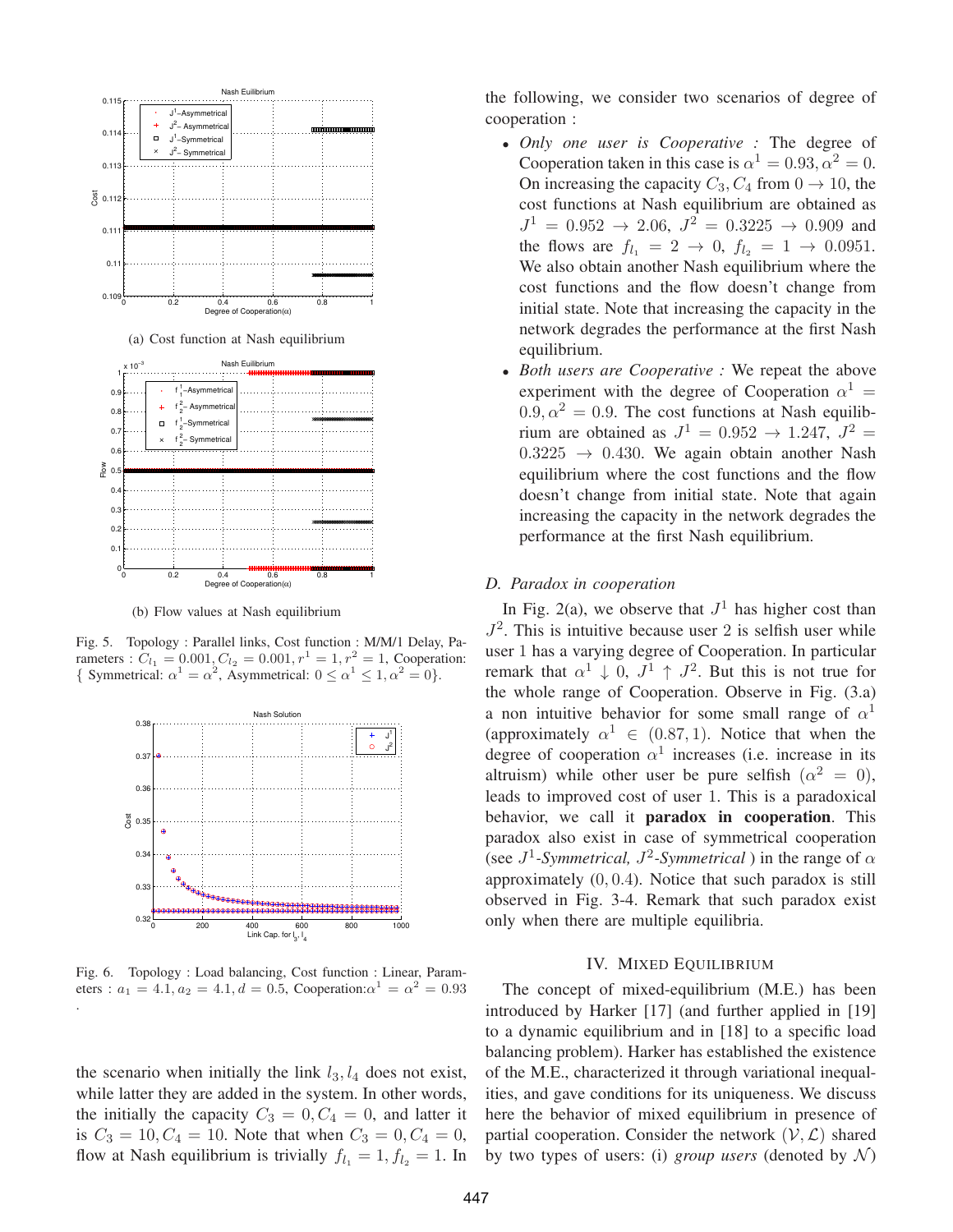(a) Cost function at Nash equilibrium

(b) Flow values at Nash equilibrium

Fig. 5. Topology : Parallel links, Cost function : M/M/1 Delay, Parameters : $C_{l_1} = 0.001, C_{l_2} = 0.001, r^1 = 1, r^2 = 1$, Cooperation: { Symmetrical: $\alpha^1 = \alpha^2$, Asymmetrical: $0 \leq \alpha^1 \leq 1, \alpha^2 = 0$}.

Fig. 6. Topology : Load balancing, Cost function : Linear, Parameters : $a_1 = 4.1, a_2 = 4.1, d = 0.5$, Cooperation:$\alpha^1 = \alpha^2 = 0.93$ .

the scenario when initially the link $l_3, l_4$ does not exist, while latter they are added in the system. In other words, the initially the capacity $C_3 = 0, C_4 = 0$, and latter it is $C_3 = 10, C_4 = 10$. Note that when $C_3 = 0, C_4 = 0$, flow at Nash equilibrium is trivially $f_{l_1} = 1, f_{l_2} = 1$. In the following, we consider two scenarios of degree of cooperation :

- *Only one user is Cooperative :* The degree of Cooperation taken in this case is $\alpha^1 = 0.93, \alpha^2 = 0$. On increasing the capacity $C_3, C_4$ from $0 \rightarrow 10$, the cost functions at Nash equilibrium are obtained as $J^1 = 0.952 \rightarrow 2.06$, $J^2 = 0.3225 \rightarrow 0.909$ and the flows are $f_{l_1} = 2 \rightarrow 0$, $f_{l_2} = 1 \rightarrow 0.0951$. We also obtain another Nash equilibrium where the cost functions and the flow doesn't change from initial state. Note that increasing the capacity in the network degrades the performance at the first Nash equilibrium.
- *Both users are Cooperative :* We repeat the above experiment with the degree of Cooperation $\alpha^1 = 0.9, \alpha^2 = 0.9$. The cost functions at Nash equilibrium are obtained as $J^1 = 0.952 \rightarrow 1.247$, $J^2 = 0.3225 \rightarrow 0.430$. We again obtain another Nash equilibrium where the cost functions and the flow doesn't change from initial state. Note that again increasing the capacity in the network degrades the performance at the first Nash equilibrium.

### D. Paradox in cooperation

In Fig. 2(a), we observe that $J^1$ has higher cost than $J^2$. This is intuitive because user 2 is selfish user while user 1 has a varying degree of Cooperation. In particular remark that $\alpha^1 \downarrow 0$, $J^1 \uparrow J^2$. But this is not true for the whole range of Cooperation. Observe in Fig. (3.a) a non intuitive behavior for some small range of $\alpha^1$ (approximately $\alpha^1 \in (0.87, 1)$. Notice that when the degree of cooperation $\alpha^1$ increases (i.e. increase in its altruism) while other user be pure selfish ($\alpha^2 = 0$), leads to improved cost of user 1. This is a paradoxical behavior, we call it **paradox in cooperation**. This paradox also exist in case of symmetrical cooperation (see $J^1$-*Symmetrical*, $J^2$-*Symmetrical* ) in the range of $\alpha$ approximately $(0, 0.4)$. Notice that such paradox is still observed in Fig. 3-4. Remark that such paradox exist only when there are multiple equilibria.

## IV. Mixed Equilibrium

The concept of mixed-equilibrium (M.E.) has been introduced by Harker [17] (and further applied in [19] to a dynamic equilibrium and in [18] to a specific load balancing problem). Harker has established the existence of the M.E., characterized it through variational inequalities, and gave conditions for its uniqueness. We discuss here the behavior of mixed equilibrium in presence of partial cooperation. Consider the network $(\mathcal{V}, \mathcal{L})$ shared by two types of users: (i) *group users* (denoted by $\mathcal{N}$)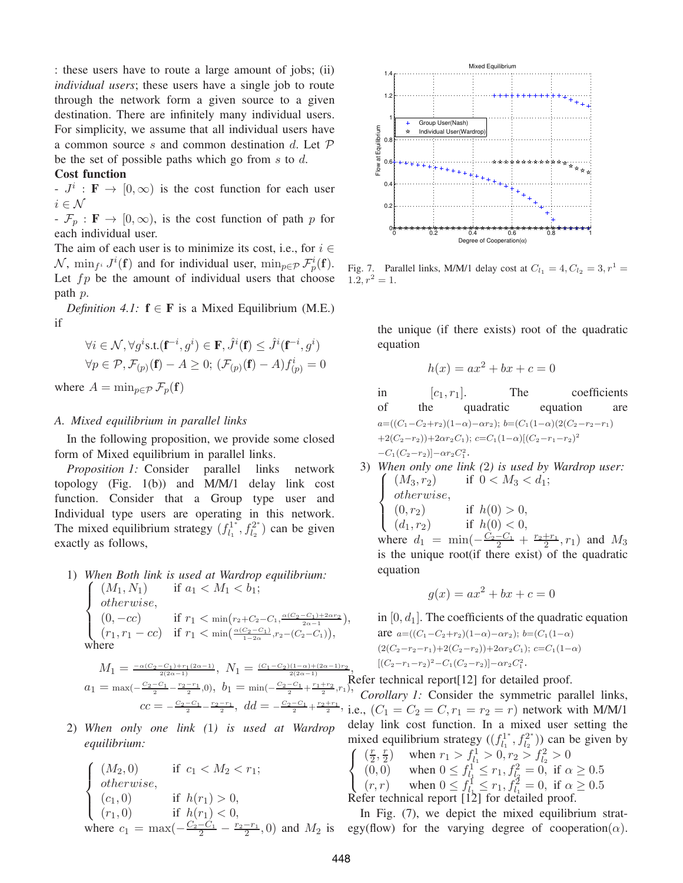: these users have to route a large amount of jobs; (ii) *individual users*; these users have a single job to route through the network form a given source to a given destination. There are infinitely many individual users. For simplicity, we assume that all individual users have a common source $s$ and common destination $d$. Let $\mathcal{P}$ be the set of possible paths which go from $s$ to $d$.

**Cost function**

- $J^i : \mathbf{F} \to [0, \infty)$ is the cost function for each user $i \in \mathcal{N}$

- $\mathcal{F}_p : \mathbf{F} \to [0, \infty)$, is the cost function of path $p$ for each individual user.

The aim of each user is to minimize its cost, i.e., for $i \in \mathcal{N}$, $\min_{f^i} J^i(\mathbf{f})$ and for individual user, $\min_{p \in \mathcal{P}} \mathcal{F}^i_p(\mathbf{f})$. Let $fp$ be the amount of individual users that choose path $p$.

*Definition 4.1:* $\mathbf{f} \in \mathbf{F}$ is a Mixed Equilibrium (M.E.) if

$$\forall i \in \mathcal{N}, \forall g^i \text{s.t.} (\mathbf{f}^{-i}, g^i) \in \mathbf{F}, \hat{J}^i(\mathbf{f}) \leq \hat{J}^i(\mathbf{f}^{-i}, g^i)$$
$$\forall p \in \mathcal{P}, \mathcal{F}_{(p)}(\mathbf{f}) - A \geq 0;\ (\mathcal{F}_{(p)}(\mathbf{f}) - A) f^i_{(p)} = 0$$

where $A = \min_{p \in \mathcal{P}} \mathcal{F}_p(\mathbf{f})$

### A. Mixed equilibrium in parallel links

In the following proposition, we provide some closed form of Mixed equilibrium in parallel links.

*Proposition 1:* Consider parallel links network topology (Fig. 1(b)) and M/M/1 delay link cost function. Consider that a Group type user and Individual type users are operating in this network. The mixed equilibrium strategy $(f^{1^*}_{l_1}, f^{2^*}_{l_2})$ can be given exactly as follows,

1) *When Both link is used at Wardrop equilibrium:*
$$\begin{cases} (M_1, N_1) & \text{if } a_1 < M_1 < b_1; \\ otherwise, & \\ (0, -cc) & \text{if } r_1 < \min\left(r_2 + C_2 - C_1, \frac{\alpha(C_2 - C_1) + 2\alpha r_2}{2\alpha - 1}\right), \\ (r_1, r_1 - cc) & \text{if } r_1 < \min\left(\frac{\alpha(C_2 - C_1)}{1 - 2\alpha}, r_2 - (C_2 - C_1)\right), \end{cases}$$
where
$$M_1 = \frac{-\alpha(C_2 - C_1) + r_1(2\alpha - 1)}{2(2\alpha - 1)},\ N_1 = \frac{(C_1 - C_2)(1 - \alpha) + (2\alpha - 1)r_2}{2(2\alpha - 1)},$$
$$a_1 = \max\left(-\frac{C_2 - C_1}{2} - \frac{r_2 - r_1}{2}, 0\right),\ b_1 = \min\left(-\frac{C_2 - C_1}{2} + \frac{r_1 + r_2}{2}, r_1\right),$$
$$cc = -\frac{C_2 - C_1}{2} - \frac{r_2 - r_1}{2},\ dd = -\frac{C_2 - C_1}{2} + \frac{r_2 + r_1}{2},$$

2) *When only one link (1) is used at Wardrop equilibrium:*
$$\begin{cases} (M_2, 0) & \text{if } c_1 < M_2 < r_1; \\ otherwise, & \\ (c_1, 0) & \text{if } h(r_1) > 0, \\ (r_1, 0) & \text{if } h(r_1) < 0, \end{cases}$$
where $c_1 = \max(-\frac{C_2 - C_1}{2} - \frac{r_2 - r_1}{2}, 0)$ and $M_2$ is the unique (if there exists) root of the quadratic equation
$$h(x) = ax^2 + bx + c = 0$$
in $[c_1, r_1]$. The coefficients of the quadratic equation are $a = ((C_1 - C_2 + r_2)(1 - \alpha) - \alpha r_2)$; $b = (C_1(1 - \alpha)(2(C_2 - r_2 - r_1) + 2(C_2 - r_2)) + 2\alpha r_2 C_1)$; $c = C_1(1 - \alpha)[(C_2 - r_1 - r_2)^2 - C_1(C_2 - r_2)] - \alpha r_2 C_1^2$.

3) *When only one link (2) is used by Wardrop user:*
$$\begin{cases} (M_3, r_2) & \text{if } 0 < M_3 < d_1; \\ otherwise, & \\ (0, r_2) & \text{if } h(0) > 0, \\ (d_1, r_2) & \text{if } h(0) < 0, \end{cases}$$
where $d_1 = \min(-\frac{C_2 - C_1}{2} + \frac{r_2 + r_1}{2}, r_1)$ and $M_3$ is the unique root(if there exist) of the quadratic equation
$$g(x) = ax^2 + bx + c = 0$$
in $[0, d_1]$. The coefficients of the quadratic equation are $a = ((C_1 - C_2 + r_2)(1 - \alpha) - \alpha r_2)$; $b = (C_1(1 - \alpha)(2(C_2 - r_2 - r_1) + 2(C_2 - r_2)) + 2\alpha r_2 C_1)$; $c = C_1(1 - \alpha)[(C_2 - r_1 - r_2)^2 - C_1(C_2 - r_2)] - \alpha r_2 C_1^2$.

Refer technical report[12] for detailed proof.

*Corollary 1:* Consider the symmetric parallel links, i.e., $(C_1 = C_2 = C, r_1 = r_2 = r)$ network with M/M/1 delay link cost function. In a mixed user setting the mixed equilibrium strategy $((f^{1^*}_{l_1}, f^{2^*}_{l_2}))$ can be given by
$$\begin{cases} (\frac{r}{2}, \frac{r}{2}) & \text{when } r_1 > f^1_{l_1} > 0, r_2 > f^2_{l_2} > 0 \\ (0, 0) & \text{when } 0 \leq f^1_{l_1} \leq r_1, f^2_{l_2} = 0, \text{ if } \alpha \geq 0.5 \\ (r, r) & \text{when } 0 \leq f^1_{l_1} \leq r_1, f^2_{l_2} = 0, \text{ if } \alpha \geq 0.5 \end{cases}$$
Refer technical report [12] for detailed proof.

Fig. 7. Parallel links, M/M/1 delay cost at $C_{l_1} = 4, C_{l_2} = 3, r^1 = 1.2, r^2 = 1$.

In Fig. (7), we depict the mixed equilibrium strategy(flow) for the varying degree of cooperation($\alpha$).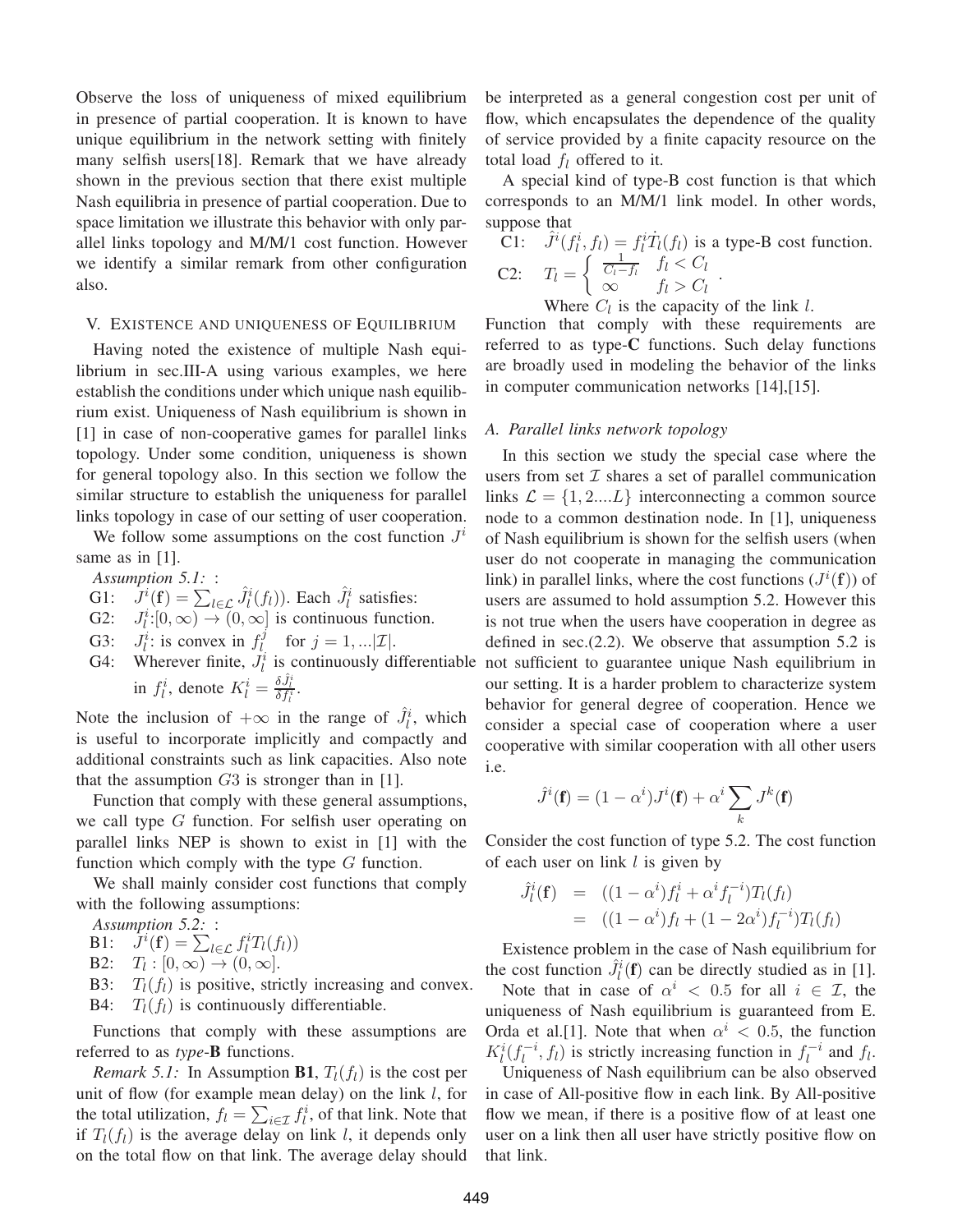Observe the loss of uniqueness of mixed equilibrium in presence of partial cooperation. It is known to have unique equilibrium in the network setting with finitely many selfish users[18]. Remark that we have already shown in the previous section that there exist multiple Nash equilibria in presence of partial cooperation. Due to space limitation we illustrate this behavior with only parallel links topology and M/M/1 cost function. However we identify a similar remark from other configuration also.

## V. Existence and uniqueness of Equilibrium

Having noted the existence of multiple Nash equilibrium in sec.III-A using various examples, we here establish the conditions under which unique nash equilibrium exist. Uniqueness of Nash equilibrium is shown in [1] in case of non-cooperative games for parallel links topology. Under some condition, uniqueness is shown for general topology also. In this section we follow the similar structure to establish the uniqueness for parallel links topology in case of our setting of user cooperation.

We follow some assumptions on the cost function $J^i$ same as in [1].

*Assumption 5.1:* :

G1: $J^i(\mathbf{f}) = \sum_{l\in\mathcal{L}} \hat{J}^i_l(f_l))$. Each $\hat{J}^i_l$ satisfies:

G2: $J^i_l$:$[0,\infty) \rightarrow (0,\infty]$ is continuous function.

G3: $J^i_l$: is convex in $f^j_l$ for $j = 1, ...|\mathcal{I}|$.

G4: Wherever finite, $J^i_l$ is continuously differentiable in $f^i_l$, denote $K^i_l = \frac{\delta \hat{J}^i_l}{\delta f^i_l}$.

Note the inclusion of $+\infty$ in the range of $\hat{J}^i_l$, which is useful to incorporate implicitly and compactly and additional constraints such as link capacities. Also note that the assumption $G3$ is stronger than in [1].

Function that comply with these general assumptions, we call type $G$ function. For selfish user operating on parallel links NEP is shown to exist in [1] with the function which comply with the type $G$ function.

We shall mainly consider cost functions that comply with the following assumptions:

*Assumption 5.2:* :

B1: $J^i(\mathbf{f}) = \sum_{l\in\mathcal{L}} f^i_l T_l(f_l))$

B2: $T_l : [0,\infty) \rightarrow (0,\infty]$.

B3: $T_l(f_l)$ is positive, strictly increasing and convex.

B4: $T_l(f_l)$ is continuously differentiable.

Functions that comply with these assumptions are referred to as *type-***B** functions.

*Remark 5.1:* In Assumption **B1**, $T_l(f_l)$ is the cost per unit of flow (for example mean delay) on the link $l$, for the total utilization, $f_l = \sum_{i\in\mathcal{I}} f^i_l$, of that link. Note that if $T_l(f_l)$ is the average delay on link $l$, it depends only on the total flow on that link. The average delay should be interpreted as a general congestion cost per unit of flow, which encapsulates the dependence of the quality of service provided by a finite capacity resource on the total load $f_l$ offered to it.

A special kind of type-B cost function is that which corresponds to an M/M/1 link model. In other words, suppose that

C1: $\hat{J}^i(f^i_l, f_l) = f^i_l \dot{T}_l(f_l)$ is a type-B cost function.

C2: $T_l = \begin{cases} \frac{1}{C_l - f_l} & f_l < C_l \\ \infty & f_l > C_l \end{cases}$.

Where $C_l$ is the capacity of the link $l$.

Function that comply with these requirements are referred to as type-**C** functions. Such delay functions are broadly used in modeling the behavior of the links in computer communication networks [14],[15].

### A. Parallel links network topology

In this section we study the special case where the users from set $\mathcal{I}$ shares a set of parallel communication links $\mathcal{L} = \{1, 2....L\}$ interconnecting a common source node to a common destination node. In [1], uniqueness of Nash equilibrium is shown for the selfish users (when user do not cooperate in managing the communication link) in parallel links, where the cost functions ($J^i(\mathbf{f})$) of users are assumed to hold assumption 5.2. However this is not true when the users have cooperation in degree as defined in sec.(2.2). We observe that assumption 5.2 is not sufficient to guarantee unique Nash equilibrium in our setting. It is a harder problem to characterize system behavior for general degree of cooperation. Hence we consider a special case of cooperation where a user cooperative with similar cooperation with all other users i.e.

$$\hat{J}^i(\mathbf{f}) = (1-\alpha^i)J^i(\mathbf{f}) + \alpha^i \sum_k J^k(\mathbf{f})$$

Consider the cost function of type 5.2. The cost function of each user on link $l$ is given by

$$\begin{aligned}\hat{J}^i_l(\mathbf{f}) &= ((1-\alpha^i)f^i_l + \alpha^i f^{-i}_l)T_l(f_l) \\ &= ((1-\alpha^i)f_l + (1-2\alpha^i)f^{-i}_l)T_l(f_l)\end{aligned}$$

Existence problem in the case of Nash equilibrium for the cost function $\hat{J}^i_l(\mathbf{f})$ can be directly studied as in [1].

Note that in case of $\alpha^i < 0.5$ for all $i \in \mathcal{I}$, the uniqueness of Nash equilibrium is guaranteed from E. Orda et al.[1]. Note that when $\alpha^i < 0.5$, the function $K^i_l(f^{-i}_l, f_l)$ is strictly increasing function in $f^{-i}_l$ and $f_l$.

Uniqueness of Nash equilibrium can be also observed in case of All-positive flow in each link. By All-positive flow we mean, if there is a positive flow of at least one user on a link then all user have strictly positive flow on that link.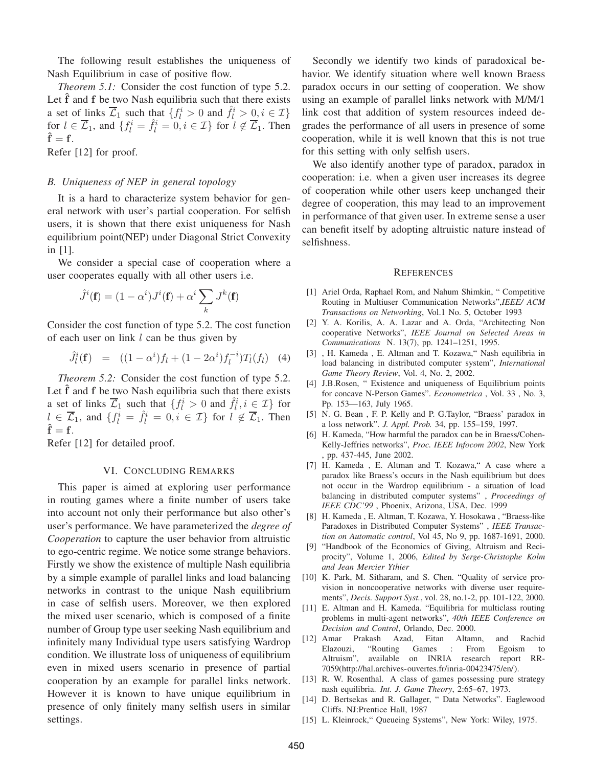The following result establishes the uniqueness of Nash Equilibrium in case of positive flow.

*Theorem 5.1:* Consider the cost function of type 5.2. Let $\hat{\mathbf{f}}$ and $\mathbf{f}$ be two Nash equilibria such that there exists a set of links $\overline{\mathcal{L}}_1$ such that $\{f_l^i > 0$ and $\hat{f}_l^i > 0, i \in \mathcal{I}\}$ for $l \in \overline{\mathcal{L}}_1$, and $\{f_l^i = \hat{f}_l^i = 0, i \in \mathcal{I}\}$ for $l \notin \overline{\mathcal{L}}_1$. Then $\hat{\mathbf{f}} = \mathbf{f}$.

Refer [12] for proof.

### B. Uniqueness of NEP in general topology

It is a hard to characterize system behavior for general network with user's partial cooperation. For selfish users, it is shown that there exist uniqueness for Nash equilibrium point(NEP) under Diagonal Strict Convexity in [1].

We consider a special case of cooperation where a user cooperates equally with all other users i.e.

$$\hat{J}^i(\mathbf{f}) = (1 - \alpha^i)J^i(\mathbf{f}) + \alpha^i \sum_k J^k(\mathbf{f})$$

Consider the cost function of type 5.2. The cost function of each user on link $l$ can be thus given by

$$\hat{J}_l^i(\mathbf{f}) \quad = \quad ((1 - \alpha^i)f_l + (1 - 2\alpha^i)f_l^{-i})T_l(f_l) \quad (4)$$

*Theorem 5.2:* Consider the cost function of type 5.2. Let $\hat{\mathbf{f}}$ and $\mathbf{f}$ be two Nash equilibria such that there exists a set of links $\overline{\mathcal{L}}_1$ such that $\{f_l^i > 0$ and $\hat{f}_l^i, i \in \mathcal{I}\}$ for $l \in \overline{\mathcal{L}}_1$, and $\{f_l^i = \hat{f}_l^i = 0, i \in \mathcal{I}\}$ for $l \notin \overline{\mathcal{L}}_1$. Then $\hat{\mathbf{f}} = \mathbf{f}$.

Refer [12] for detailed proof.

## VI. Concluding Remarks

This paper is aimed at exploring user performance in routing games where a finite number of users take into account not only their performance but also other's user's performance. We have parameterized the *degree of Cooperation* to capture the user behavior from altruistic to ego-centric regime. We notice some strange behaviors. Firstly we show the existence of multiple Nash equilibria by a simple example of parallel links and load balancing networks in contrast to the unique Nash equilibrium in case of selfish users. Moreover, we then explored the mixed user scenario, which is composed of a finite number of Group type user seeking Nash equilibrium and infinitely many Individual type users satisfying Wardrop condition. We illustrate loss of uniqueness of equilibrium even in mixed users scenario in presence of partial cooperation by an example for parallel links network. However it is known to have unique equilibrium in presence of only finitely many selfish users in similar settings.

Secondly we identify two kinds of paradoxical behavior. We identify situation where well known Braess paradox occurs in our setting of cooperation. We show using an example of parallel links network with M/M/1 link cost that addition of system resources indeed degrades the performance of all users in presence of some cooperation, while it is well known that this is not true for this setting with only selfish users.

We also identify another type of paradox, paradox in cooperation: i.e. when a given user increases its degree of cooperation while other users keep unchanged their degree of cooperation, this may lead to an improvement in performance of that given user. In extreme sense a user can benefit itself by adopting altruistic nature instead of selfishness.

## References

[1] Ariel Orda, Raphael Rom, and Nahum Shimkin, " Competitive Routing in Multiuser Communication Networks",*IEEE/ ACM Transactions on Networking*, Vol.1 No. 5, October 1993

[2] Y. A. Korilis, A. A. Lazar and A. Orda, "Architecting Non cooperative Networks", *IEEE Journal on Selected Areas in Communications* N. 13(7), pp. 1241–1251, 1995.

[3] , H. Kameda , E. Altman and T. Kozawa," Nash equilibria in load balancing in distributed computer system", *International Game Theory Review*, Vol. 4, No. 2, 2002.

[4] J.B.Rosen, " Existence and uniqueness of Equilibrium points for concave N-Person Games". *Econometrica* , Vol. 33 , No. 3, Pp. 153—163, July 1965.

[5] N. G. Bean , F. P. Kelly and P. G.Taylor, "Braess' paradox in a loss network". *J. Appl. Prob.* 34, pp. 155–159, 1997.

[6] H. Kameda, "How harmful the paradox can be in Braess/Cohen-Kelly-Jeffries networks", *Proc. IEEE Infocom 2002*, New York , pp. 437-445, June 2002.

[7] H. Kameda , E. Altman and T. Kozawa," A case where a paradox like Braess's occurs in the Nash equilibrium but does not occur in the Wardrop equilibrium - a situation of load balancing in distributed computer systems" , *Proceedings of IEEE CDC'99* , Phoenix, Arizona, USA, Dec. 1999

[8] H. Kameda , E. Altman, T. Kozawa, Y. Hosokawa , "Braess-like Paradoxes in Distributed Computer Systems" , *IEEE Transaction on Automatic control*, Vol 45, No 9, pp. 1687-1691, 2000.

[9] "Handbook of the Economics of Giving, Altruism and Reciprocity", Volume 1, 2006, *Edited by Serge-Christophe Kolm and Jean Mercier Ythier*

[10] K. Park, M. Sitharam, and S. Chen. "Quality of service provision in noncooperative networks with diverse user requirements", *Decis. Support Syst.*, vol. 28, no.1-2, pp. 101-122, 2000.

[11] E. Altman and H. Kameda. "Equilibria for multiclass routing problems in multi-agent networks", *40th IEEE Conference on Decision and Control*, Orlando, Dec. 2000.

[12] Amar Prakash Azad, Eitan Altamn, and Rachid Elazouzi, "Routing Games : From Egoism to Altruism", available on INRIA research report RR-7059(http://hal.archives-ouvertes.fr/inria-00423475/en/).

[13] R. W. Rosenthal. A class of games possessing pure strategy nash equilibria. *Int. J. Game Theory*, 2:65–67, 1973.

[14] D. Bertsekas and R. Gallager, " Data Networks". Eaglewood Cliffs. NJ:Prentice Hall, 1987

[15] L. Kleinrock," Queueing Systems", New York: Wiley, 1975.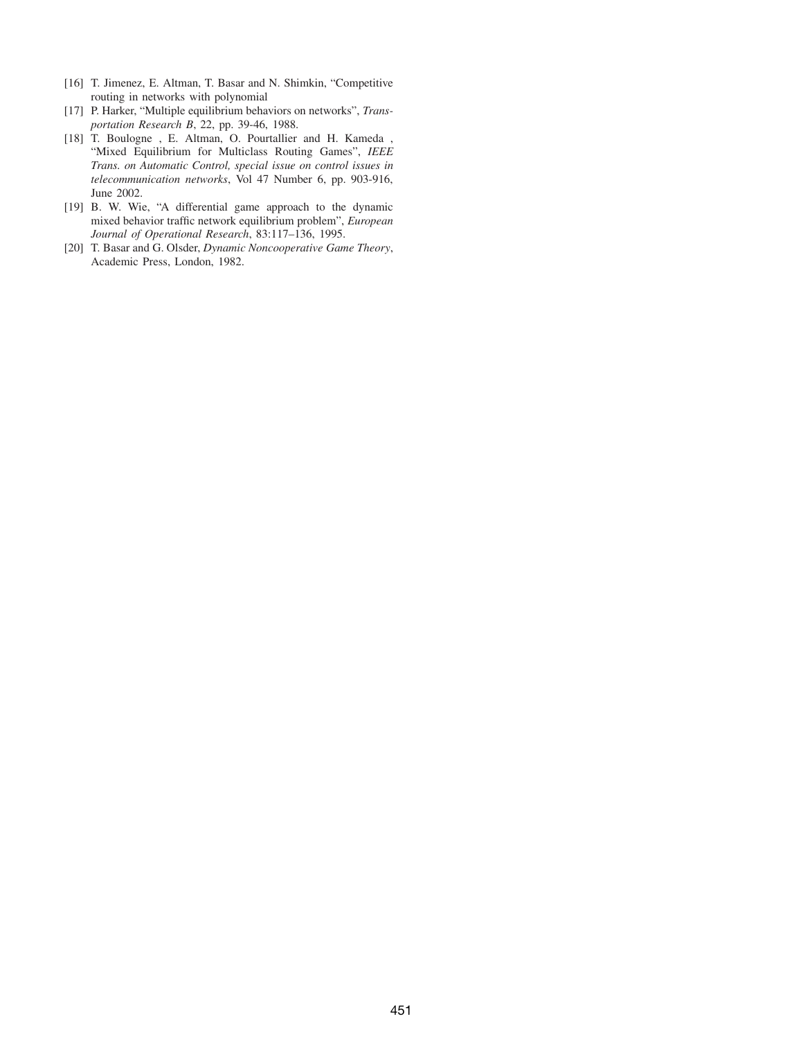[16] T. Jimenez, E. Altman, T. Basar and N. Shimkin, "Competitive routing in networks with polynomial

[17] P. Harker, "Multiple equilibrium behaviors on networks", *Transportation Research B*, 22, pp. 39-46, 1988.

[18] T. Boulogne , E. Altman, O. Pourtallier and H. Kameda , "Mixed Equilibrium for Multiclass Routing Games", *IEEE Trans. on Automatic Control, special issue on control issues in telecommunication networks*, Vol 47 Number 6, pp. 903-916, June 2002.

[19] B. W. Wie, "A differential game approach to the dynamic mixed behavior traffic network equilibrium problem", *European Journal of Operational Research*, 83:117–136, 1995.

[20] T. Basar and G. Olsder, *Dynamic Noncooperative Game Theory*, Academic Press, London, 1982.